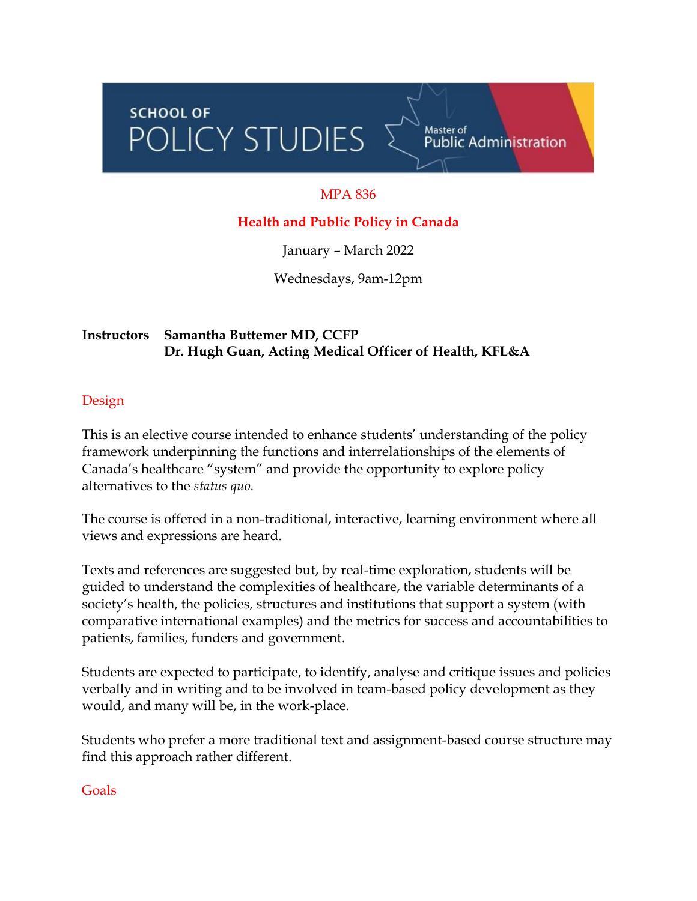SCHOOL OF POLICY STUDIES — Master of Public Administration

# MPA 836

## Health and Public Policy in Canada

January – March 2022

Wednesdays, 9am-12pm

**Instructors** **Samantha Buttemer MD, CCFP**
**Dr. Hugh Guan, Acting Medical Officer of Health, KFL&A**

## Design

This is an elective course intended to enhance students' understanding of the policy framework underpinning the functions and interrelationships of the elements of Canada's healthcare "system" and provide the opportunity to explore policy alternatives to the *status quo.*

The course is offered in a non-traditional, interactive, learning environment where all views and expressions are heard.

Texts and references are suggested but, by real-time exploration, students will be guided to understand the complexities of healthcare, the variable determinants of a society's health, the policies, structures and institutions that support a system (with comparative international examples) and the metrics for success and accountabilities to patients, families, funders and government.

Students are expected to participate, to identify, analyse and critique issues and policies verbally and in writing and to be involved in team-based policy development as they would, and many will be, in the work-place.

Students who prefer a more traditional text and assignment-based course structure may find this approach rather different.

## Goals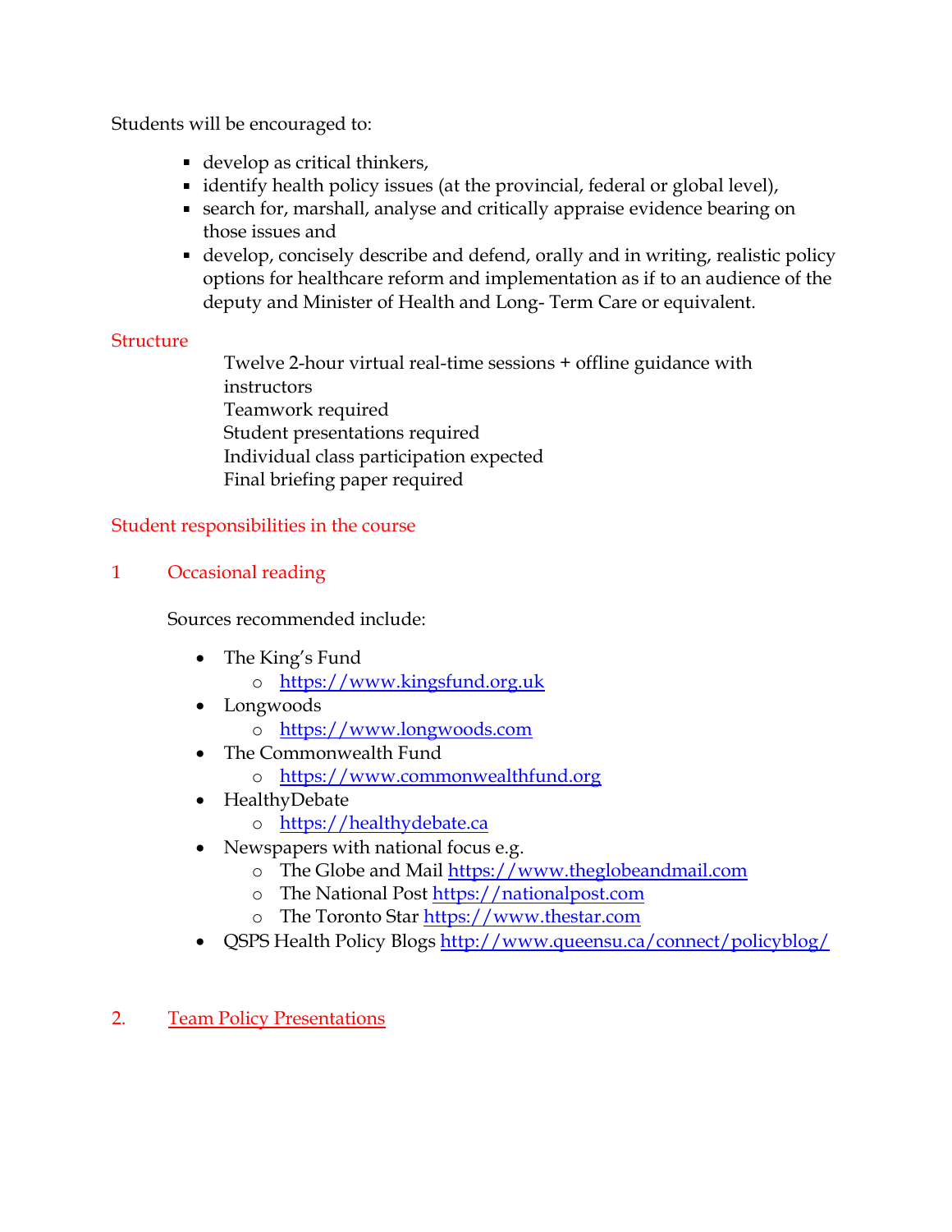Students will be encouraged to:

- develop as critical thinkers,
- identify health policy issues (at the provincial, federal or global level),
- search for, marshall, analyse and critically appraise evidence bearing on those issues and
- develop, concisely describe and defend, orally and in writing, realistic policy options for healthcare reform and implementation as if to an audience of the deputy and Minister of Health and Long- Term Care or equivalent.

## Structure

Twelve 2-hour virtual real-time sessions + offline guidance with instructors
Teamwork required
Student presentations required
Individual class participation expected
Final briefing paper required

## Student responsibilities in the course

### 1 Occasional reading

Sources recommended include:

- The King's Fund
  - https://www.kingsfund.org.uk
- Longwoods
  - https://www.longwoods.com
- The Commonwealth Fund
  - https://www.commonwealthfund.org
- HealthyDebate
  - https://healthydebate.ca
- Newspapers with national focus e.g.
  - The Globe and Mail https://www.theglobeandmail.com
  - The National Post https://nationalpost.com
  - The Toronto Star https://www.thestar.com
- QSPS Health Policy Blogs http://www.queensu.ca/connect/policyblog/

### 2. Team Policy Presentations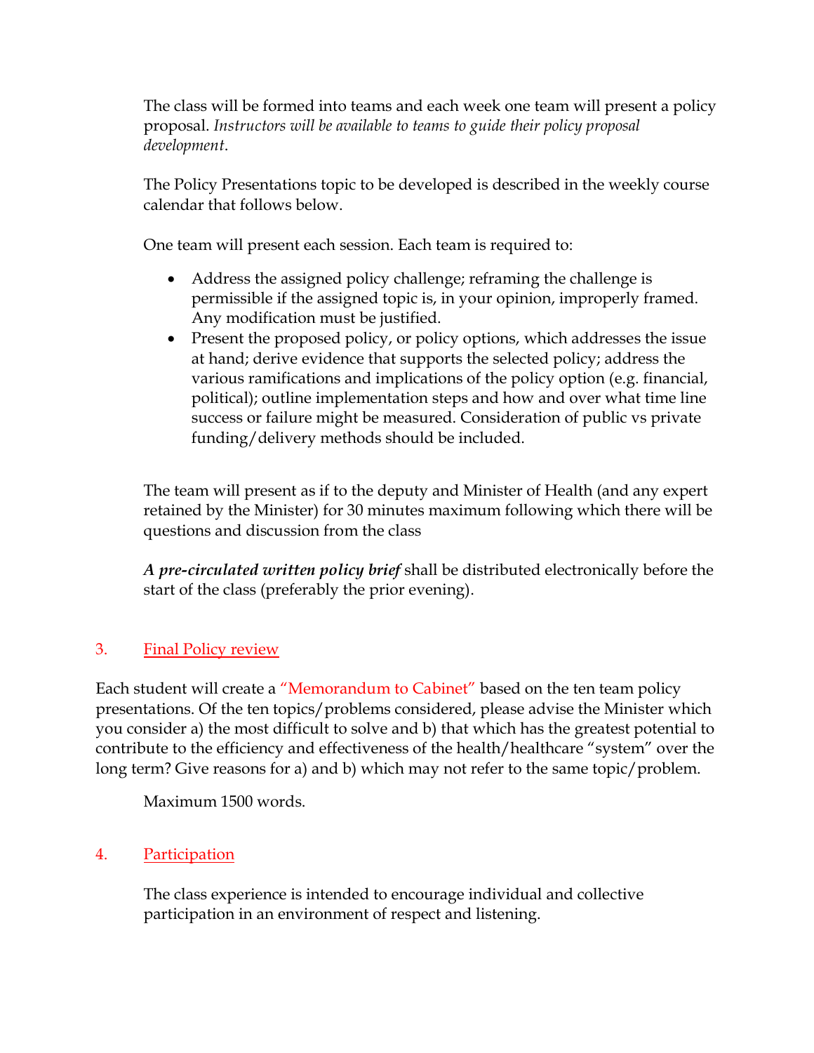The class will be formed into teams and each week one team will present a policy proposal. *Instructors will be available to teams to guide their policy proposal development*.

The Policy Presentations topic to be developed is described in the weekly course calendar that follows below.

One team will present each session. Each team is required to:

- Address the assigned policy challenge; reframing the challenge is permissible if the assigned topic is, in your opinion, improperly framed. Any modification must be justified.
- Present the proposed policy, or policy options, which addresses the issue at hand; derive evidence that supports the selected policy; address the various ramifications and implications of the policy option (e.g. financial, political); outline implementation steps and how and over what time line success or failure might be measured. Consideration of public vs private funding/delivery methods should be included.

The team will present as if to the deputy and Minister of Health (and any expert retained by the Minister) for 30 minutes maximum following which there will be questions and discussion from the class

***A pre-circulated written policy brief*** shall be distributed electronically before the start of the class (preferably the prior evening).

## 3. Final Policy review

Each student will create a "Memorandum to Cabinet" based on the ten team policy presentations. Of the ten topics/problems considered, please advise the Minister which you consider a) the most difficult to solve and b) that which has the greatest potential to contribute to the efficiency and effectiveness of the health/healthcare "system" over the long term? Give reasons for a) and b) which may not refer to the same topic/problem.

Maximum 1500 words.

## 4. Participation

The class experience is intended to encourage individual and collective participation in an environment of respect and listening.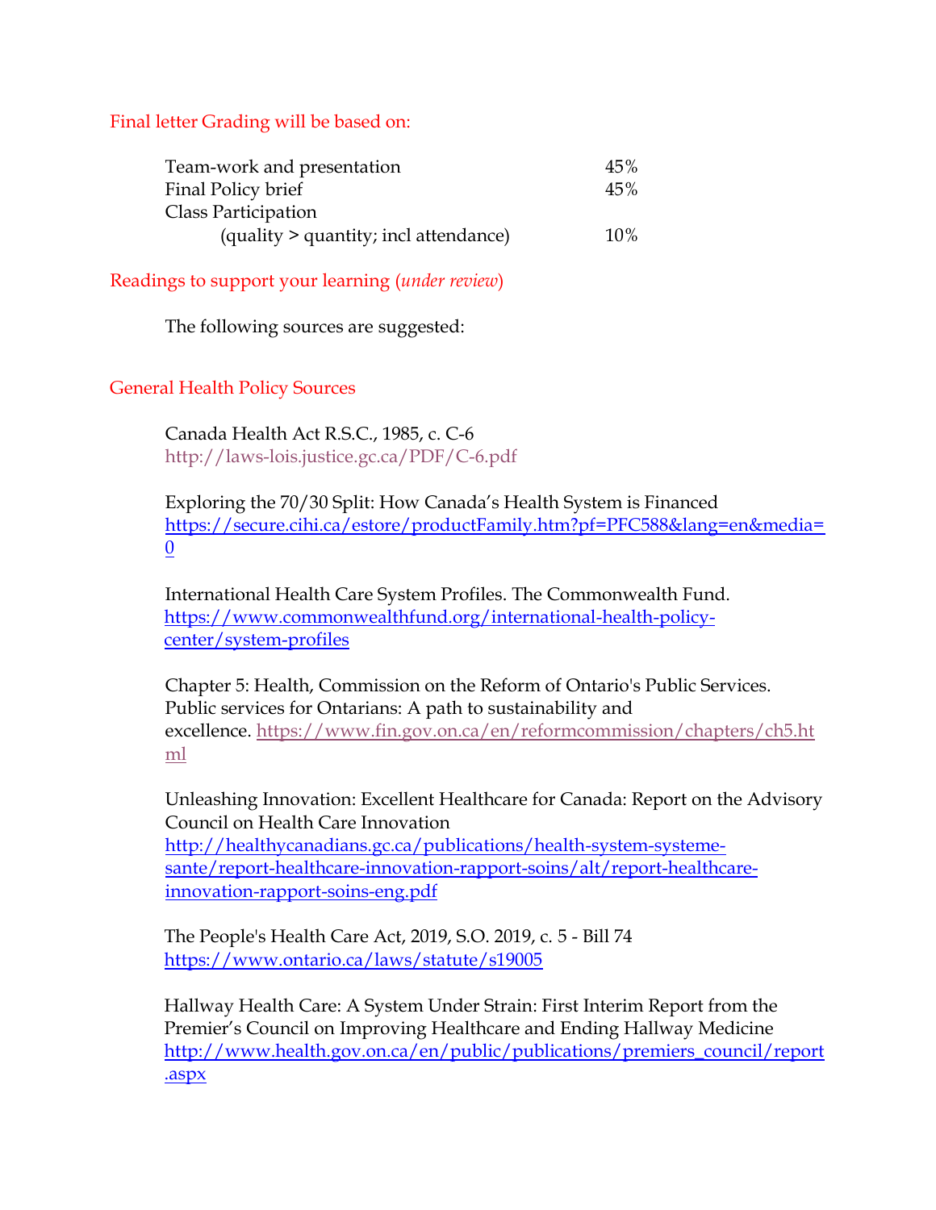## Final letter Grading will be based on:

| | |
|---|---|
| Team-work and presentation | 45% |
| Final Policy brief | 45% |
| Class Participation (quality > quantity; incl attendance) | 10% |

## Readings to support your learning (*under review*)

The following sources are suggested:

## General Health Policy Sources

Canada Health Act R.S.C., 1985, c. C-6
http://laws-lois.justice.gc.ca/PDF/C-6.pdf

Exploring the 70/30 Split: How Canada's Health System is Financed
https://secure.cihi.ca/estore/productFamily.htm?pf=PFC588&lang=en&media=0

International Health Care System Profiles. The Commonwealth Fund.
https://www.commonwealthfund.org/international-health-policy-center/system-profiles

Chapter 5: Health, Commission on the Reform of Ontario's Public Services. Public services for Ontarians: A path to sustainability and excellence. https://www.fin.gov.on.ca/en/reformcommission/chapters/ch5.html

Unleashing Innovation: Excellent Healthcare for Canada: Report on the Advisory Council on Health Care Innovation
http://healthycanadians.gc.ca/publications/health-system-systeme-sante/report-healthcare-innovation-rapport-soins/alt/report-healthcare-innovation-rapport-soins-eng.pdf

The People's Health Care Act, 2019, S.O. 2019, c. 5 - Bill 74
https://www.ontario.ca/laws/statute/s19005

Hallway Health Care: A System Under Strain: First Interim Report from the Premier's Council on Improving Healthcare and Ending Hallway Medicine
http://www.health.gov.on.ca/en/public/publications/premiers_council/report.aspx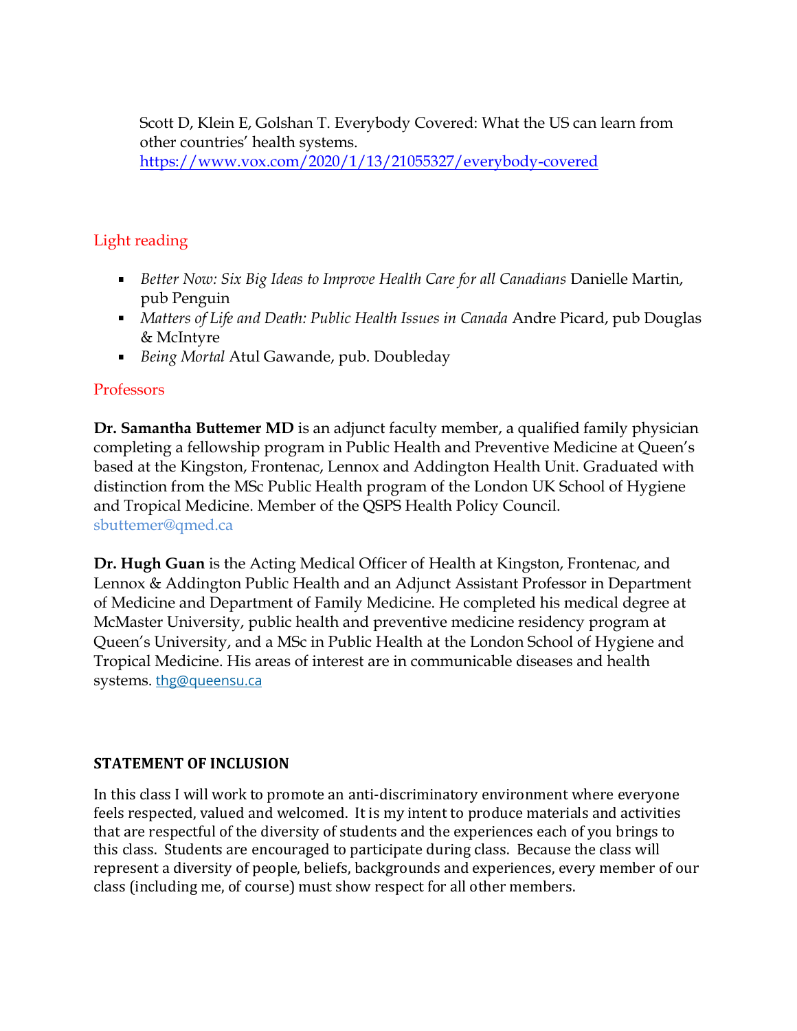Scott D, Klein E, Golshan T. Everybody Covered: What the US can learn from other countries' health systems. https://www.vox.com/2020/1/13/21055327/everybody-covered

## Light reading

- *Better Now: Six Big Ideas to Improve Health Care for all Canadians* Danielle Martin, pub Penguin
- *Matters of Life and Death: Public Health Issues in Canada* Andre Picard, pub Douglas & McIntyre
- *Being Mortal* Atul Gawande, pub. Doubleday

## Professors

**Dr. Samantha Buttemer MD** is an adjunct faculty member, a qualified family physician completing a fellowship program in Public Health and Preventive Medicine at Queen's based at the Kingston, Frontenac, Lennox and Addington Health Unit. Graduated with distinction from the MSc Public Health program of the London UK School of Hygiene and Tropical Medicine. Member of the QSPS Health Policy Council. sbuttemer@qmed.ca

**Dr. Hugh Guan** is the Acting Medical Officer of Health at Kingston, Frontenac, and Lennox & Addington Public Health and an Adjunct Assistant Professor in Department of Medicine and Department of Family Medicine. He completed his medical degree at McMaster University, public health and preventive medicine residency program at Queen's University, and a MSc in Public Health at the London School of Hygiene and Tropical Medicine. His areas of interest are in communicable diseases and health systems. thg@queensu.ca

## STATEMENT OF INCLUSION

In this class I will work to promote an anti-discriminatory environment where everyone feels respected, valued and welcomed. It is my intent to produce materials and activities that are respectful of the diversity of students and the experiences each of you brings to this class. Students are encouraged to participate during class. Because the class will represent a diversity of people, beliefs, backgrounds and experiences, every member of our class (including me, of course) must show respect for all other members.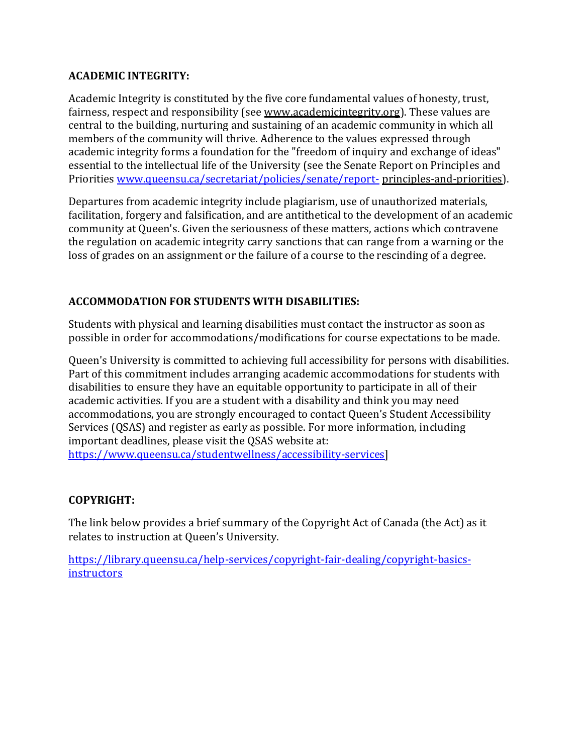## ACADEMIC INTEGRITY:

Academic Integrity is constituted by the five core fundamental values of honesty, trust, fairness, respect and responsibility (see www.academicintegrity.org). These values are central to the building, nurturing and sustaining of an academic community in which all members of the community will thrive. Adherence to the values expressed through academic integrity forms a foundation for the "freedom of inquiry and exchange of ideas" essential to the intellectual life of the University (see the Senate Report on Principles and Priorities www.queensu.ca/secretariat/policies/senate/report- principles-and-priorities).

Departures from academic integrity include plagiarism, use of unauthorized materials, facilitation, forgery and falsification, and are antithetical to the development of an academic community at Queen's. Given the seriousness of these matters, actions which contravene the regulation on academic integrity carry sanctions that can range from a warning or the loss of grades on an assignment or the failure of a course to the rescinding of a degree.

## ACCOMMODATION FOR STUDENTS WITH DISABILITIES:

Students with physical and learning disabilities must contact the instructor as soon as possible in order for accommodations/modifications for course expectations to be made.

Queen's University is committed to achieving full accessibility for persons with disabilities. Part of this commitment includes arranging academic accommodations for students with disabilities to ensure they have an equitable opportunity to participate in all of their academic activities. If you are a student with a disability and think you may need accommodations, you are strongly encouraged to contact Queen's Student Accessibility Services (QSAS) and register as early as possible. For more information, including important deadlines, please visit the QSAS website at: https://www.queensu.ca/studentwellness/accessibility-services]

## COPYRIGHT:

The link below provides a brief summary of the Copyright Act of Canada (the Act) as it relates to instruction at Queen's University.

https://library.queensu.ca/help-services/copyright-fair-dealing/copyright-basics-instructors